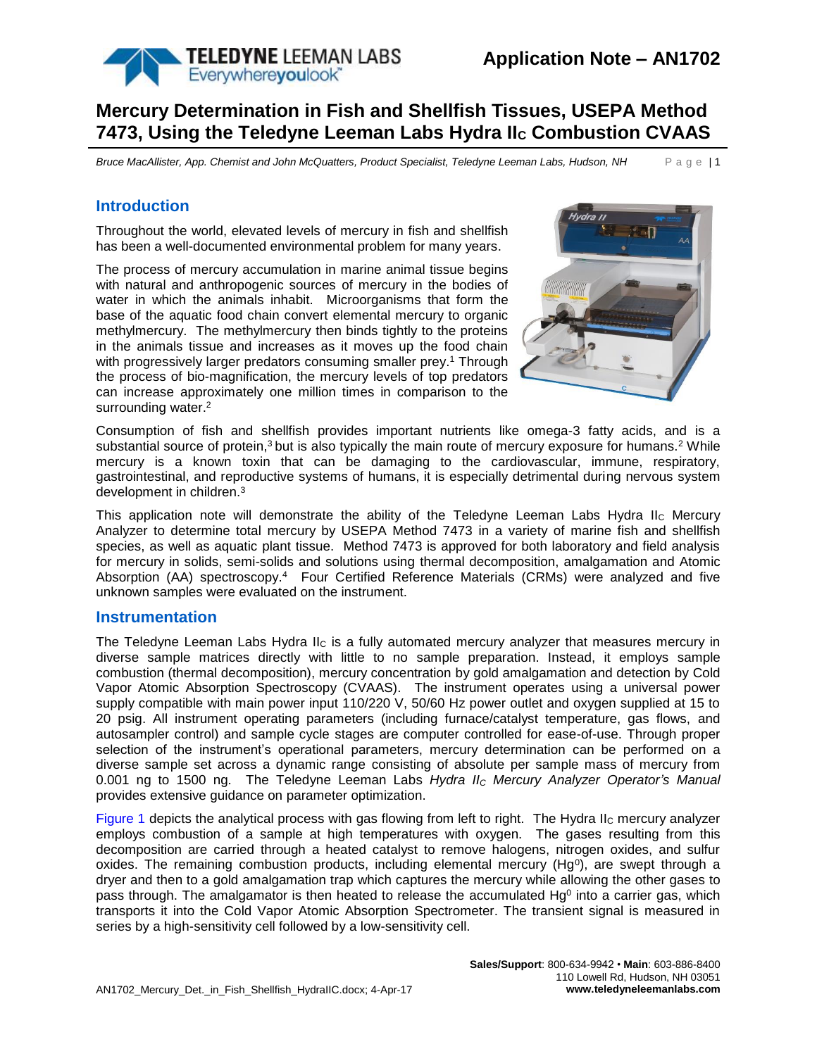Application Note – AN1702

# Mercury Determination in Fish and Shellfish Tissues, USEPA Method 7473, Using the Teledyne Leeman Labs Hydra II$_C$ Combustion CVAAS

*Bruce MacAllister, App. Chemist and John McQuatters, Product Specialist, Teledyne Leeman Labs, Hudson, NH*

## Introduction

Throughout the world, elevated levels of mercury in fish and shellfish has been a well-documented environmental problem for many years.

The process of mercury accumulation in marine animal tissue begins with natural and anthropogenic sources of mercury in the bodies of water in which the animals inhabit. Microorganisms that form the base of the aquatic food chain convert elemental mercury to organic methylmercury. The methylmercury then binds tightly to the proteins in the animals tissue and increases as it moves up the food chain with progressively larger predators consuming smaller prey.[1] Through the process of bio-magnification, the mercury levels of top predators can increase approximately one million times in comparison to the surrounding water.[2]

Consumption of fish and shellfish provides important nutrients like omega-3 fatty acids, and is a substantial source of protein,[3] but is also typically the main route of mercury exposure for humans.[2] While mercury is a known toxin that can be damaging to the cardiovascular, immune, respiratory, gastrointestinal, and reproductive systems of humans, it is especially detrimental during nervous system development in children.[3]

This application note will demonstrate the ability of the Teledyne Leeman Labs Hydra II$_C$ Mercury Analyzer to determine total mercury by USEPA Method 7473 in a variety of marine fish and shellfish species, as well as aquatic plant tissue. Method 7473 is approved for both laboratory and field analysis for mercury in solids, semi-solids and solutions using thermal decomposition, amalgamation and Atomic Absorption (AA) spectroscopy.[4] Four Certified Reference Materials (CRMs) were analyzed and five unknown samples were evaluated on the instrument.

## Instrumentation

The Teledyne Leeman Labs Hydra II$_C$ is a fully automated mercury analyzer that measures mercury in diverse sample matrices directly with little to no sample preparation. Instead, it employs sample combustion (thermal decomposition), mercury concentration by gold amalgamation and detection by Cold Vapor Atomic Absorption Spectroscopy (CVAAS). The instrument operates using a universal power supply compatible with main power input 110/220 V, 50/60 Hz power outlet and oxygen supplied at 15 to 20 psig. All instrument operating parameters (including furnace/catalyst temperature, gas flows, and autosampler control) and sample cycle stages are computer controlled for ease-of-use. Through proper selection of the instrument's operational parameters, mercury determination can be performed on a diverse sample set across a dynamic range consisting of absolute per sample mass of mercury from 0.001 ng to 1500 ng. The Teledyne Leeman Labs *Hydra II$_C$ Mercury Analyzer Operator's Manual* provides extensive guidance on parameter optimization.

Figure 1 depicts the analytical process with gas flowing from left to right. The Hydra II$_C$ mercury analyzer employs combustion of a sample at high temperatures with oxygen. The gases resulting from this decomposition are carried through a heated catalyst to remove halogens, nitrogen oxides, and sulfur oxides. The remaining combustion products, including elemental mercury ($Hg^0$), are swept through a dryer and then to a gold amalgamation trap which captures the mercury while allowing the other gases to pass through. The amalgamator is then heated to release the accumulated $Hg^0$ into a carrier gas, which transports it into the Cold Vapor Atomic Absorption Spectrometer. The transient signal is measured in series by a high-sensitivity cell followed by a low-sensitivity cell.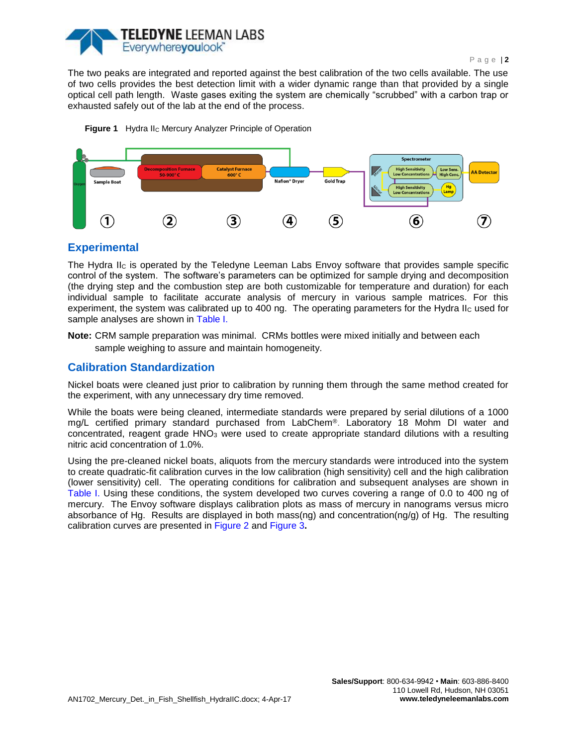The two peaks are integrated and reported against the best calibration of the two cells available. The use of two cells provides the best detection limit with a wider dynamic range than that provided by a single optical cell path length. Waste gases exiting the system are chemically "scrubbed" with a carbon trap or exhausted safely out of the lab at the end of the process.

**Figure 1** Hydra $II_C$ Mercury Analyzer Principle of Operation

## Experimental

The Hydra $II_C$ is operated by the Teledyne Leeman Labs Envoy software that provides sample specific control of the system. The software's parameters can be optimized for sample drying and decomposition (the drying step and the combustion step are both customizable for temperature and duration) for each individual sample to facilitate accurate analysis of mercury in various sample matrices. For this experiment, the system was calibrated up to 400 ng. The operating parameters for the Hydra $II_C$ used for sample analyses are shown in Table I.

**Note:** CRM sample preparation was minimal. CRMs bottles were mixed initially and between each sample weighing to assure and maintain homogeneity.

## Calibration Standardization

Nickel boats were cleaned just prior to calibration by running them through the same method created for the experiment, with any unnecessary dry time removed.

While the boats were being cleaned, intermediate standards were prepared by serial dilutions of a 1000 mg/L certified primary standard purchased from LabChem®. Laboratory 18 Mohm DI water and concentrated, reagent grade $HNO_3$ were used to create appropriate standard dilutions with a resulting nitric acid concentration of 1.0%.

Using the pre-cleaned nickel boats, aliquots from the mercury standards were introduced into the system to create quadratic-fit calibration curves in the low calibration (high sensitivity) cell and the high calibration (lower sensitivity) cell. The operating conditions for calibration and subsequent analyses are shown in Table I. Using these conditions, the system developed two curves covering a range of 0.0 to 400 ng of mercury. The Envoy software displays calibration plots as mass of mercury in nanograms versus micro absorbance of Hg. Results are displayed in both mass(ng) and concentration(ng/g) of Hg. The resulting calibration curves are presented in Figure 2 and Figure 3.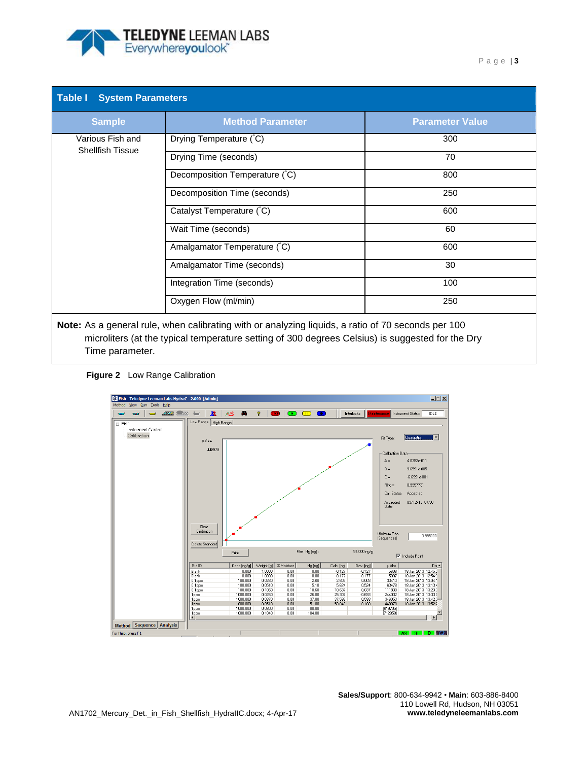**Table I System Parameters**

| Sample | Method Parameter | Parameter Value |
|---|---|---|
| Various Fish and Shellfish Tissue | Drying Temperature (˚C) | 300 |
| | Drying Time (seconds) | 70 |
| | Decomposition Temperature (˚C) | 800 |
| | Decomposition Time (seconds) | 250 |
| | Catalyst Temperature (˚C) | 600 |
| | Wait Time (seconds) | 60 |
| | Amalgamator Temperature (˚C) | 600 |
| | Amalgamator Time (seconds) | 30 |
| | Integration Time (seconds) | 100 |
| | Oxygen Flow (ml/min) | 250 |

**Note:** As a general rule, when calibrating with or analyzing liquids, a ratio of 70 seconds per 100 microliters (at the typical temperature setting of 300 degrees Celsius) is suggested for the Dry Time parameter.

**Figure 2** Low Range Calibration

AN1702_Mercury_Det._in_Fish_Shellfish_HydraIIC.docx; 4-Apr-17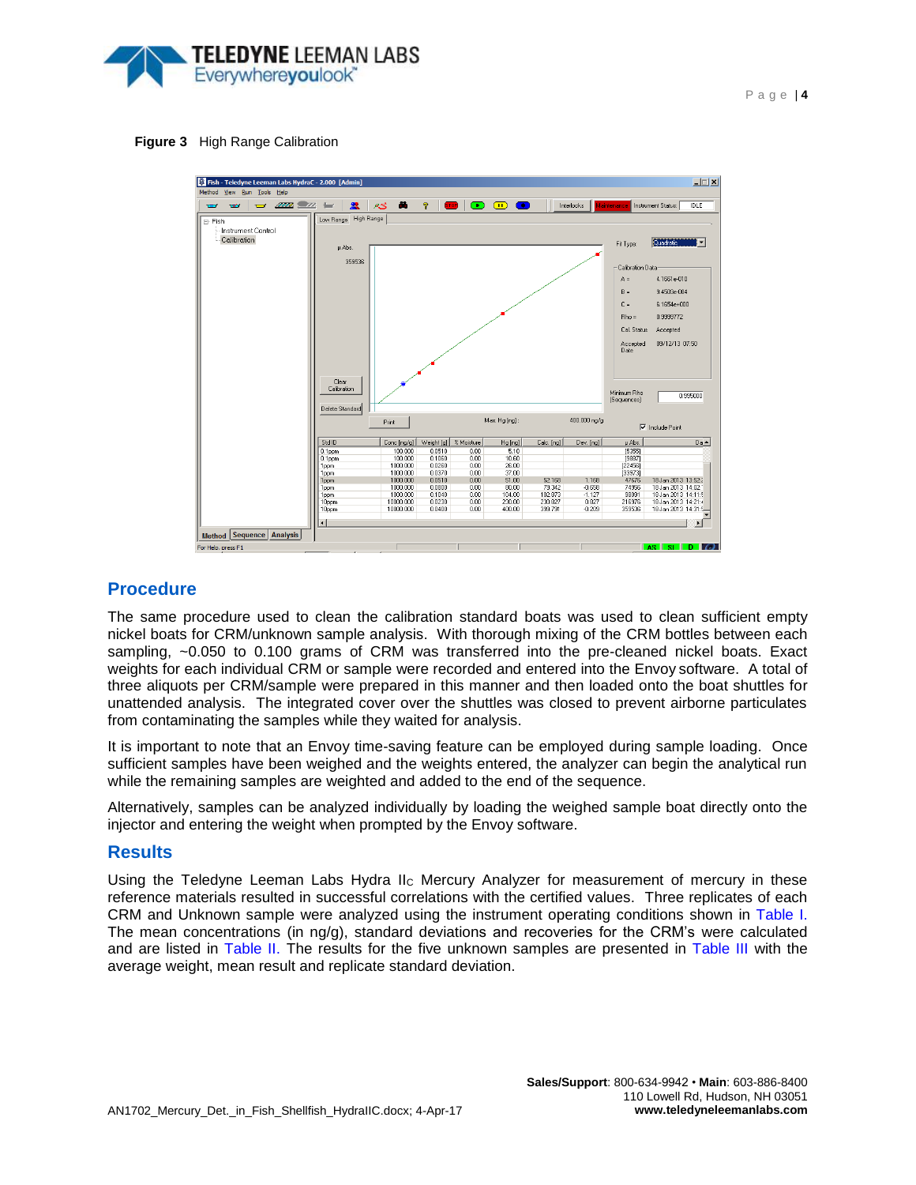**Figure 3** High Range Calibration

## Procedure

The same procedure used to clean the calibration standard boats was used to clean sufficient empty nickel boats for CRM/unknown sample analysis. With thorough mixing of the CRM bottles between each sampling, ~0.050 to 0.100 grams of CRM was transferred into the pre-cleaned nickel boats. Exact weights for each individual CRM or sample were recorded and entered into the Envoy software. A total of three aliquots per CRM/sample were prepared in this manner and then loaded onto the boat shuttles for unattended analysis. The integrated cover over the shuttles was closed to prevent airborne particulates from contaminating the samples while they waited for analysis.

It is important to note that an Envoy time-saving feature can be employed during sample loading. Once sufficient samples have been weighed and the weights entered, the analyzer can begin the analytical run while the remaining samples are weighted and added to the end of the sequence.

Alternatively, samples can be analyzed individually by loading the weighed sample boat directly onto the injector and entering the weight when prompted by the Envoy software.

## Results

Using the Teledyne Leeman Labs Hydra II$_C$ Mercury Analyzer for measurement of mercury in these reference materials resulted in successful correlations with the certified values. Three replicates of each CRM and Unknown sample were analyzed using the instrument operating conditions shown in Table I. The mean concentrations (in ng/g), standard deviations and recoveries for the CRM's were calculated and are listed in Table II. The results for the five unknown samples are presented in Table III with the average weight, mean result and replicate standard deviation.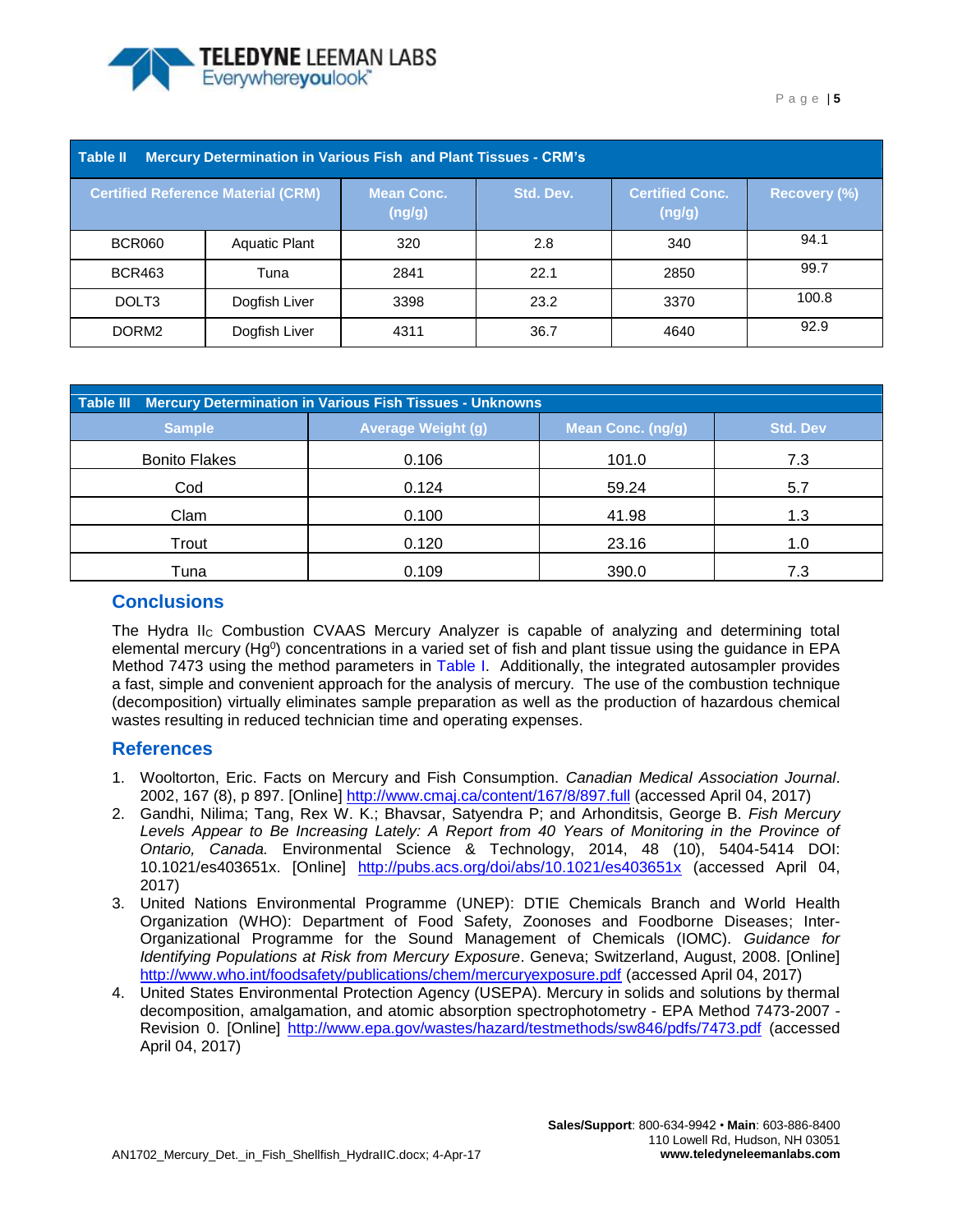| Table II Mercury Determination in Various Fish and Plant Tissues - CRM's | | | | | |
|---|---|---|---|---|---|
| Certified Reference Material (CRM) | | Mean Conc. (ng/g) | Std. Dev. | Certified Conc. (ng/g) | Recovery (%) |
| BCR060 | Aquatic Plant | 320 | 2.8 | 340 | 94.1 |
| BCR463 | Tuna | 2841 | 22.1 | 2850 | 99.7 |
| DOLT3 | Dogfish Liver | 3398 | 23.2 | 3370 | 100.8 |
| DORM2 | Dogfish Liver | 4311 | 36.7 | 4640 | 92.9 |

| Table III Mercury Determination in Various Fish Tissues - Unknowns | | | |
|---|---|---|---|
| Sample | Average Weight (g) | Mean Conc. (ng/g) | Std. Dev |
| Bonito Flakes | 0.106 | 101.0 | 7.3 |
| Cod | 0.124 | 59.24 | 5.7 |
| Clam | 0.100 | 41.98 | 1.3 |
| Trout | 0.120 | 23.16 | 1.0 |
| Tuna | 0.109 | 390.0 | 7.3 |

## Conclusions

The Hydra $II_C$ Combustion CVAAS Mercury Analyzer is capable of analyzing and determining total elemental mercury ($Hg^0$) concentrations in a varied set of fish and plant tissue using the guidance in EPA Method 7473 using the method parameters in Table I. Additionally, the integrated autosampler provides a fast, simple and convenient approach for the analysis of mercury. The use of the combustion technique (decomposition) virtually eliminates sample preparation as well as the production of hazardous chemical wastes resulting in reduced technician time and operating expenses.

## References

1. Wooltorton, Eric. Facts on Mercury and Fish Consumption. *Canadian Medical Association Journal*. 2002, 167 (8), p 897. [Online] http://www.cmaj.ca/content/167/8/897.full (accessed April 04, 2017)
2. Gandhi, Nilima; Tang, Rex W. K.; Bhavsar, Satyendra P; and Arhonditsis, George B. *Fish Mercury Levels Appear to Be Increasing Lately: A Report from 40 Years of Monitoring in the Province of Ontario, Canada.* Environmental Science & Technology, 2014, 48 (10), 5404-5414 DOI: 10.1021/es403651x. [Online] http://pubs.acs.org/doi/abs/10.1021/es403651x (accessed April 04, 2017)
3. United Nations Environmental Programme (UNEP): DTIE Chemicals Branch and World Health Organization (WHO): Department of Food Safety, Zoonoses and Foodborne Diseases; Inter-Organizational Programme for the Sound Management of Chemicals (IOMC). *Guidance for Identifying Populations at Risk from Mercury Exposure*. Geneva; Switzerland, August, 2008. [Online] http://www.who.int/foodsafety/publications/chem/mercuryexposure.pdf (accessed April 04, 2017)
4. United States Environmental Protection Agency (USEPA). Mercury in solids and solutions by thermal decomposition, amalgamation, and atomic absorption spectrophotometry - EPA Method 7473-2007 - Revision 0. [Online] http://www.epa.gov/wastes/hazard/testmethods/sw846/pdfs/7473.pdf (accessed April 04, 2017)